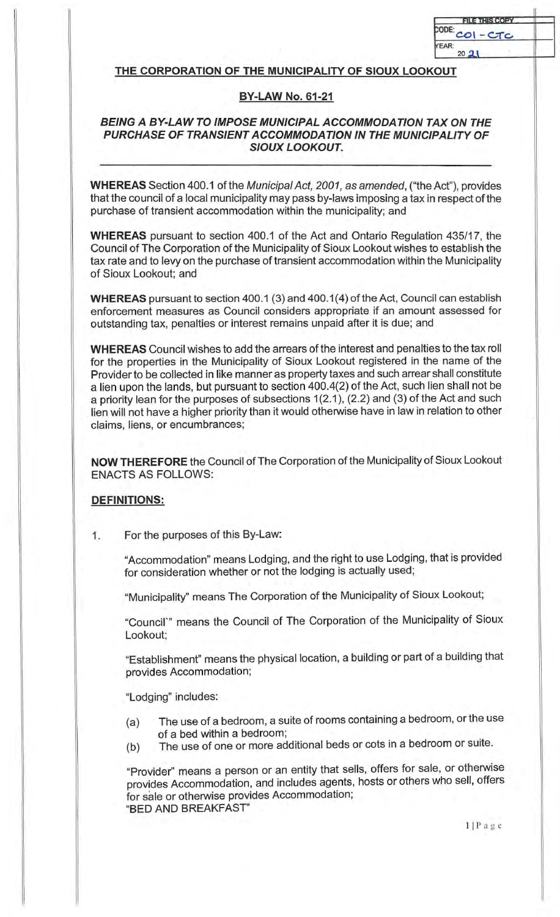FILE THIS COPY
CODE: C01 - CTC
YEAR: 2021

**THE CORPORATION OF THE MUNICIPALITY OF SIOUX LOOKOUT**

**BY-LAW No. 61-21**

***BEING A BY-LAW TO IMPOSE MUNICIPAL ACCOMMODATION TAX ON THE PURCHASE OF TRANSIENT ACCOMMODATION IN THE MUNICIPALITY OF SIOUX LOOKOUT.***

**WHEREAS** Section 400.1 of the *Municipal Act, 2001, as amended*, ("the Act"), provides that the council of a local municipality may pass by-laws imposing a tax in respect of the purchase of transient accommodation within the municipality; and

**WHEREAS** pursuant to section 400.1 of the Act and Ontario Regulation 435/17, the Council of The Corporation of the Municipality of Sioux Lookout wishes to establish the tax rate and to levy on the purchase of transient accommodation within the Municipality of Sioux Lookout; and

**WHEREAS** pursuant to section 400.1 (3) and 400.1(4) of the Act, Council can establish enforcement measures as Council considers appropriate if an amount assessed for outstanding tax, penalties or interest remains unpaid after it is due; and

**WHEREAS** Council wishes to add the arrears of the interest and penalties to the tax roll for the properties in the Municipality of Sioux Lookout registered in the name of the Provider to be collected in like manner as property taxes and such arrear shall constitute a lien upon the lands, but pursuant to section 400.4(2) of the Act, such lien shall not be a priority lean for the purposes of subsections 1(2.1), (2.2) and (3) of the Act and such lien will not have a higher priority than it would otherwise have in law in relation to other claims, liens, or encumbrances;

**NOW THEREFORE** the Council of The Corporation of the Municipality of Sioux Lookout ENACTS AS FOLLOWS:

**DEFINITIONS:**

1. For the purposes of this By-Law:

   "Accommodation" means Lodging, and the right to use Lodging, that is provided for consideration whether or not the lodging is actually used;

   "Municipality" means The Corporation of the Municipality of Sioux Lookout;

   "Council'" means the Council of The Corporation of the Municipality of Sioux Lookout;

   "Establishment" means the physical location, a building or part of a building that provides Accommodation;

   "Lodging" includes:

   (a) The use of a bedroom, a suite of rooms containing a bedroom, or the use of a bed within a bedroom;
   (b) The use of one or more additional beds or cots in a bedroom or suite.

   "Provider" means a person or an entity that sells, offers for sale, or otherwise provides Accommodation, and includes agents, hosts or others who sell, offers for sale or otherwise provides Accommodation;
   "BED AND BREAKFAST"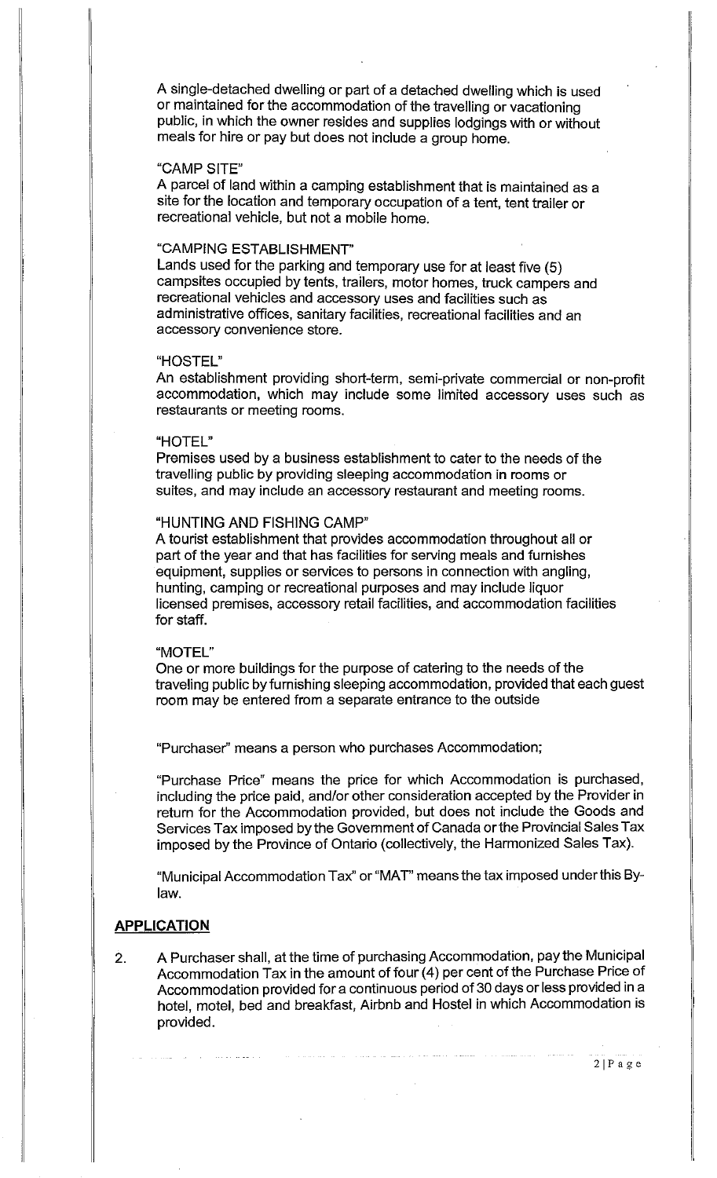A single-detached dwelling or part of a detached dwelling which is used or maintained for the accommodation of the travelling or vacationing public, in which the owner resides and supplies lodgings with or without meals for hire or pay but does not include a group home.

"CAMP SITE"
A parcel of land within a camping establishment that is maintained as a site for the location and temporary occupation of a tent, tent trailer or recreational vehicle, but not a mobile home.

"CAMPING ESTABLISHMENT"
Lands used for the parking and temporary use for at least five (5) campsites occupied by tents, trailers, motor homes, truck campers and recreational vehicles and accessory uses and facilities such as administrative offices, sanitary facilities, recreational facilities and an accessory convenience store.

"HOSTEL"
An establishment providing short-term, semi-private commercial or non-profit accommodation, which may include some limited accessory uses such as restaurants or meeting rooms.

"HOTEL"
Premises used by a business establishment to cater to the needs of the travelling public by providing sleeping accommodation in rooms or suites, and may include an accessory restaurant and meeting rooms.

"HUNTING AND FISHING CAMP"
A tourist establishment that provides accommodation throughout all or part of the year and that has facilities for serving meals and furnishes equipment, supplies or services to persons in connection with angling, hunting, camping or recreational purposes and may include liquor licensed premises, accessory retail facilities, and accommodation facilities for staff.

"MOTEL"
One or more buildings for the purpose of catering to the needs of the traveling public by furnishing sleeping accommodation, provided that each guest room may be entered from a separate entrance to the outside

"Purchaser" means a person who purchases Accommodation;

"Purchase Price" means the price for which Accommodation is purchased, including the price paid, and/or other consideration accepted by the Provider in return for the Accommodation provided, but does not include the Goods and Services Tax imposed by the Government of Canada or the Provincial Sales Tax imposed by the Province of Ontario (collectively, the Harmonized Sales Tax).

"Municipal Accommodation Tax" or "MAT" means the tax imposed under this By-law.

## APPLICATION

2. A Purchaser shall, at the time of purchasing Accommodation, pay the Municipal Accommodation Tax in the amount of four (4) per cent of the Purchase Price of Accommodation provided for a continuous period of 30 days or less provided in a hotel, motel, bed and breakfast, Airbnb and Hostel in which Accommodation is provided.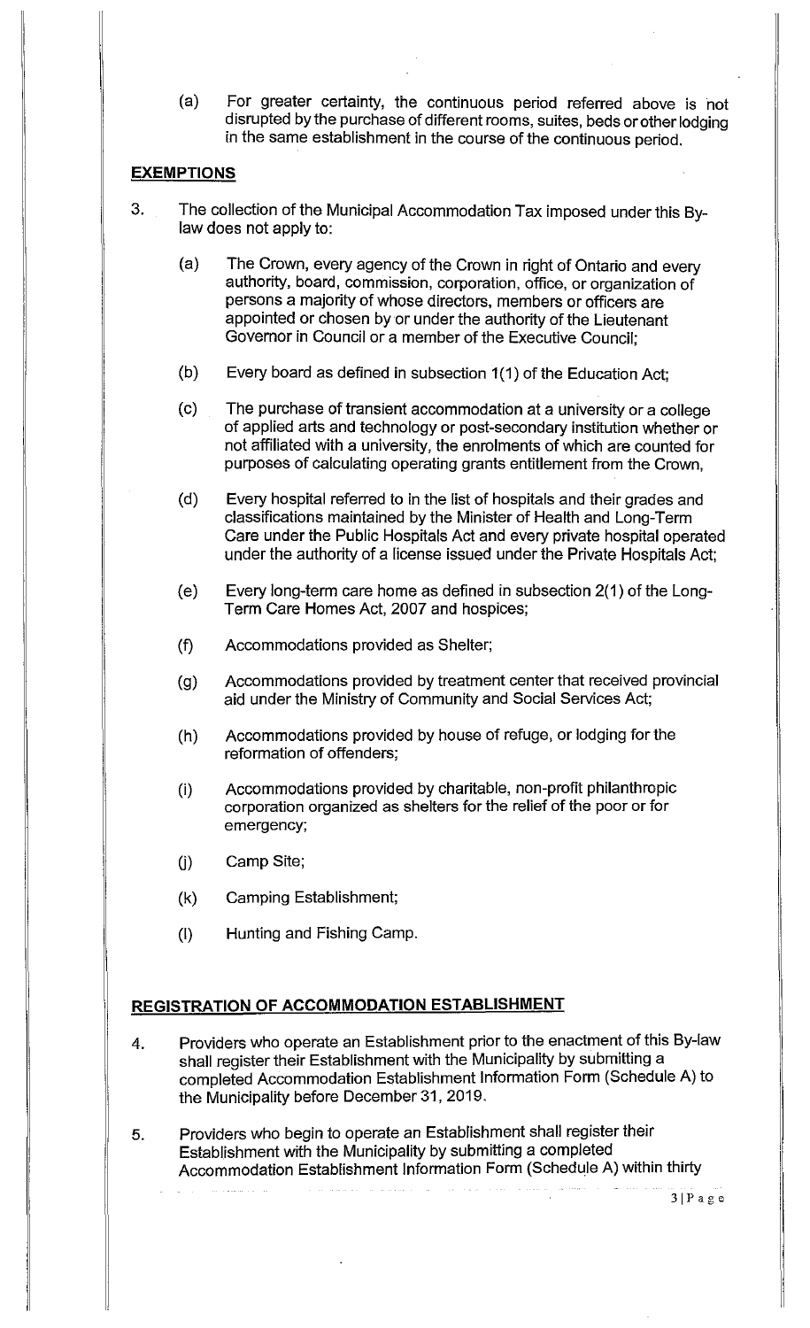(a) For greater certainty, the continuous period referred above is not disrupted by the purchase of different rooms, suites, beds or other lodging in the same establishment in the course of the continuous period.

## EXEMPTIONS

3. The collection of the Municipal Accommodation Tax imposed under this By-law does not apply to:

   (a) The Crown, every agency of the Crown in right of Ontario and every authority, board, commission, corporation, office, or organization of persons a majority of whose directors, members or officers are appointed or chosen by or under the authority of the Lieutenant Governor in Council or a member of the Executive Council;

   (b) Every board as defined in subsection 1(1) of the Education Act;

   (c) The purchase of transient accommodation at a university or a college of applied arts and technology or post-secondary institution whether or not affiliated with a university, the enrolments of which are counted for purposes of calculating operating grants entitlement from the Crown,

   (d) Every hospital referred to in the list of hospitals and their grades and classifications maintained by the Minister of Health and Long-Term Care under the Public Hospitals Act and every private hospital operated under the authority of a license issued under the Private Hospitals Act;

   (e) Every long-term care home as defined in subsection 2(1) of the Long-Term Care Homes Act, 2007 and hospices;

   (f) Accommodations provided as Shelter;

   (g) Accommodations provided by treatment center that received provincial aid under the Ministry of Community and Social Services Act;

   (h) Accommodations provided by house of refuge, or lodging for the reformation of offenders;

   (i) Accommodations provided by charitable, non-profit philanthropic corporation organized as shelters for the relief of the poor or for emergency;

   (j) Camp Site;

   (k) Camping Establishment;

   (l) Hunting and Fishing Camp.

## REGISTRATION OF ACCOMMODATION ESTABLISHMENT

4. Providers who operate an Establishment prior to the enactment of this By-law shall register their Establishment with the Municipality by submitting a completed Accommodation Establishment Information Form (Schedule A) to the Municipality before December 31, 2019.

5. Providers who begin to operate an Establishment shall register their Establishment with the Municipality by submitting a completed Accommodation Establishment Information Form (Schedule A) within thirty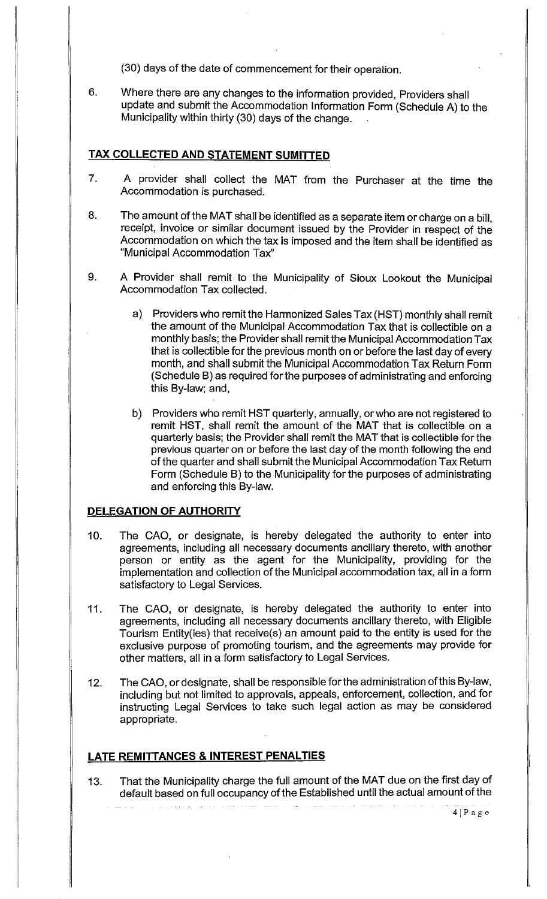(30) days of the date of commencement for their operation.

6. Where there are any changes to the information provided, Providers shall update and submit the Accommodation Information Form (Schedule A) to the Municipality within thirty (30) days of the change.

## TAX COLLECTED AND STATEMENT SUMITTED

7. A provider shall collect the MAT from the Purchaser at the time the Accommodation is purchased.

8. The amount of the MAT shall be identified as a separate item or charge on a bill, receipt, invoice or similar document issued by the Provider in respect of the Accommodation on which the tax is imposed and the item shall be identified as "Municipal Accommodation Tax"

9. A Provider shall remit to the Municipality of Sioux Lookout the Municipal Accommodation Tax collected.

   a) Providers who remit the Harmonized Sales Tax (HST) monthly shall remit the amount of the Municipal Accommodation Tax that is collectible on a monthly basis; the Provider shall remit the Municipal Accommodation Tax that is collectible for the previous month on or before the last day of every month, and shall submit the Municipal Accommodation Tax Return Form (Schedule B) as required for the purposes of administrating and enforcing this By-law; and,

   b) Providers who remit HST quarterly, annually, or who are not registered to remit HST, shall remit the amount of the MAT that is collectible on a quarterly basis; the Provider shall remit the MAT that is collectible for the previous quarter on or before the last day of the month following the end of the quarter and shall submit the Municipal Accommodation Tax Return Form (Schedule B) to the Municipality for the purposes of administrating and enforcing this By-law.

## DELEGATION OF AUTHORITY

10. The CAO, or designate, is hereby delegated the authority to enter into agreements, including all necessary documents ancillary thereto, with another person or entity as the agent for the Municipality, providing for the implementation and collection of the Municipal accommodation tax, all in a form satisfactory to Legal Services.

11. The CAO, or designate, is hereby delegated the authority to enter into agreements, including all necessary documents ancillary thereto, with Eligible Tourism Entity(ies) that receive(s) an amount paid to the entity is used for the exclusive purpose of promoting tourism, and the agreements may provide for other matters, all in a form satisfactory to Legal Services.

12. The CAO, or designate, shall be responsible for the administration of this By-law, including but not limited to approvals, appeals, enforcement, collection, and for instructing Legal Services to take such legal action as may be considered appropriate.

## LATE REMITTANCES & INTEREST PENALTIES

13. That the Municipality charge the full amount of the MAT due on the first day of default based on full occupancy of the Established until the actual amount of the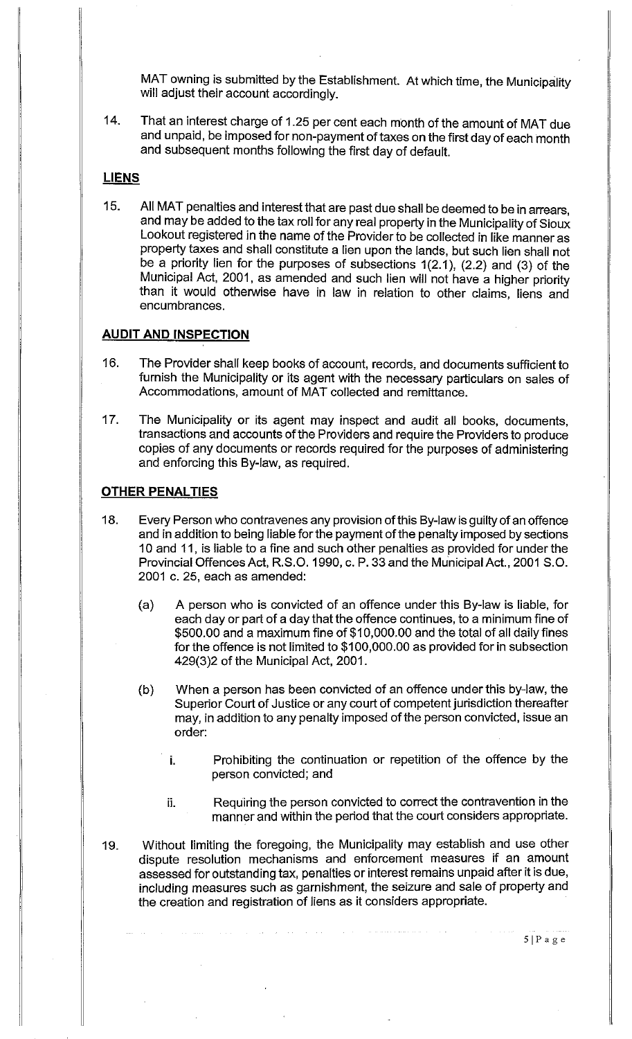MAT owning is submitted by the Establishment. At which time, the Municipality will adjust their account accordingly.

14. That an interest charge of 1.25 per cent each month of the amount of MAT due and unpaid, be imposed for non-payment of taxes on the first day of each month and subsequent months following the first day of default.

## LIENS

15. All MAT penalties and interest that are past due shall be deemed to be in arrears, and may be added to the tax roll for any real property in the Municipality of Sioux Lookout registered in the name of the Provider to be collected in like manner as property taxes and shall constitute a lien upon the lands, but such lien shall not be a priority lien for the purposes of subsections 1(2.1), (2.2) and (3) of the Municipal Act, 2001, as amended and such lien will not have a higher priority than it would otherwise have in law in relation to other claims, liens and encumbrances.

## AUDIT AND INSPECTION

16. The Provider shall keep books of account, records, and documents sufficient to furnish the Municipality or its agent with the necessary particulars on sales of Accommodations, amount of MAT collected and remittance.

17. The Municipality or its agent may inspect and audit all books, documents, transactions and accounts of the Providers and require the Providers to produce copies of any documents or records required for the purposes of administering and enforcing this By-law, as required.

## OTHER PENALTIES

18. Every Person who contravenes any provision of this By-law is guilty of an offence and in addition to being liable for the payment of the penalty imposed by sections 10 and 11, is liable to a fine and such other penalties as provided for under the Provincial Offences Act, R.S.O. 1990, c. P. 33 and the Municipal Act., 2001 S.O. 2001 c. 25, each as amended:

    (a) A person who is convicted of an offence under this By-law is liable, for each day or part of a day that the offence continues, to a minimum fine of \$500.00 and a maximum fine of \$10,000.00 and the total of all daily fines for the offence is not limited to \$100,000.00 as provided for in subsection 429(3)2 of the Municipal Act, 2001.

    (b) When a person has been convicted of an offence under this by-law, the Superior Court of Justice or any court of competent jurisdiction thereafter may, in addition to any penalty imposed of the person convicted, issue an order:

        i. Prohibiting the continuation or repetition of the offence by the person convicted; and

        ii. Requiring the person convicted to correct the contravention in the manner and within the period that the court considers appropriate.

19. Without limiting the foregoing, the Municipality may establish and use other dispute resolution mechanisms and enforcement measures if an amount assessed for outstanding tax, penalties or interest remains unpaid after it is due, including measures such as garnishment, the seizure and sale of property and the creation and registration of liens as it considers appropriate.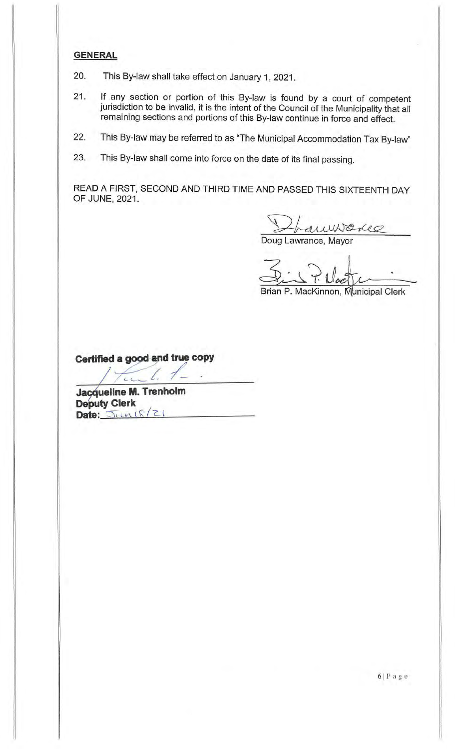## GENERAL

20. This By-law shall take effect on January 1, 2021.

21. If any section or portion of this By-law is found by a court of competent jurisdiction to be invalid, it is the intent of the Council of the Municipality that all remaining sections and portions of this By-law continue in force and effect.

22. This By-law may be referred to as "The Municipal Accommodation Tax By-law"

23. This By-law shall come into force on the date of its final passing.

READ A FIRST, SECOND AND THIRD TIME AND PASSED THIS SIXTEENTH DAY OF JUNE, 2021.

Doug Lawrance, Mayor

Brian P. MacKinnon, Municipal Clerk

**Certified a good and true copy**

**Jacqueline M. Trenholm**
**Deputy Clerk**
**Date:** Jun 18/21